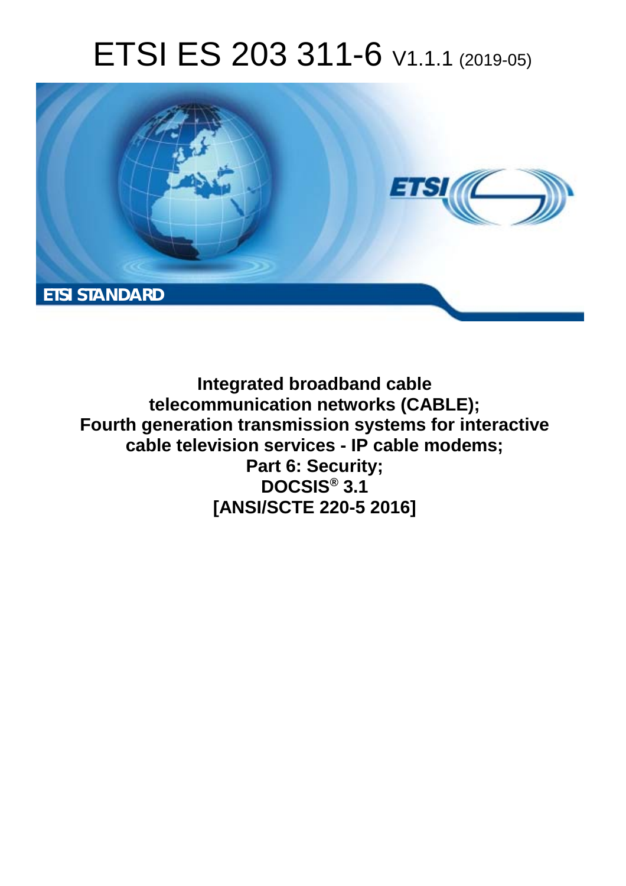# ETSI ES 203 311-6 V1.1.1 (2019-05)

**ETSI STANDARD**

**Integrated broadband cable telecommunication networks (CABLE); Fourth generation transmission systems for interactive cable television services - IP cable modems; Part 6: Security; DOCSIS® 3.1 [ANSI/SCTE 220-5 2016]**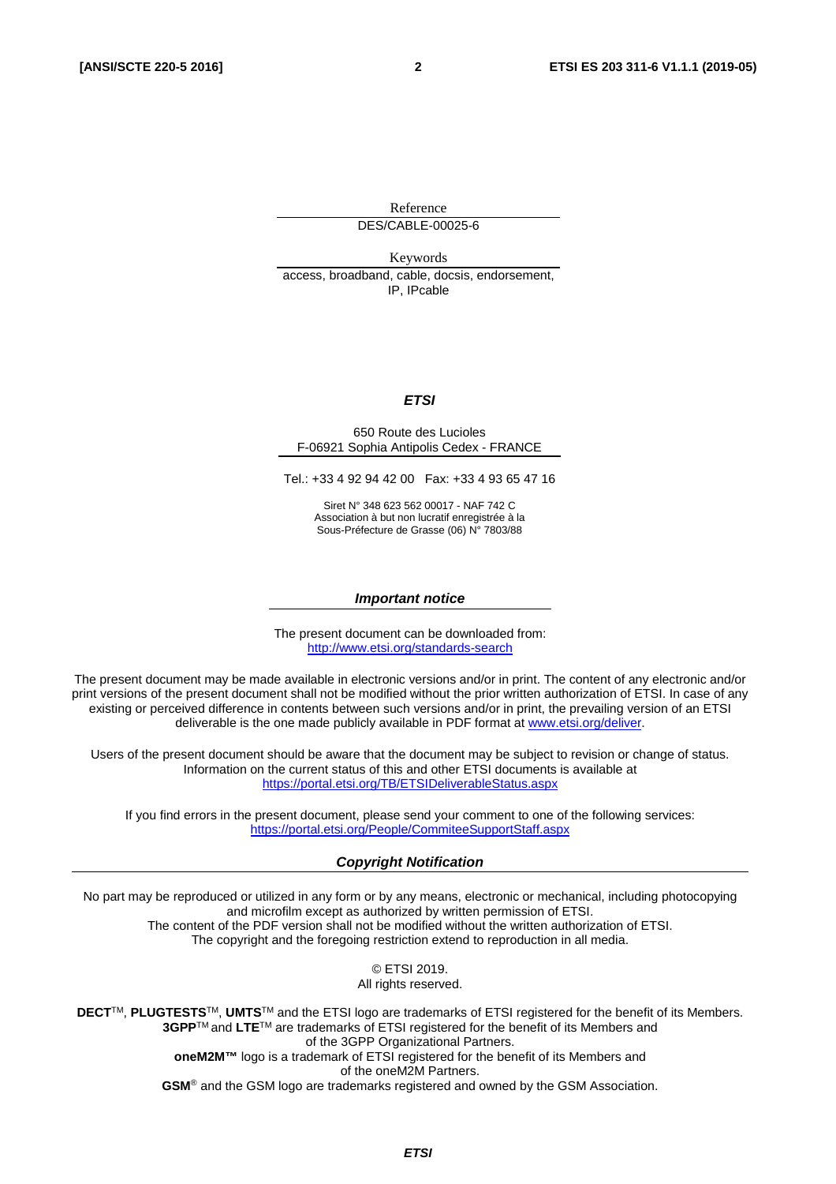Reference

DES/CABLE-00025-6

Keywords

access, broadband, cable, docsis, endorsement, IP, IPcable

***ETSI***

650 Route des Lucioles
F-06921 Sophia Antipolis Cedex - FRANCE

Tel.: +33 4 92 94 42 00   Fax: +33 4 93 65 47 16

Siret N° 348 623 562 00017 - NAF 742 C
Association à but non lucratif enregistrée à la
Sous-Préfecture de Grasse (06) N° 7803/88

***Important notice***

The present document can be downloaded from:
http://www.etsi.org/standards-search

The present document may be made available in electronic versions and/or in print. The content of any electronic and/or print versions of the present document shall not be modified without the prior written authorization of ETSI. In case of any existing or perceived difference in contents between such versions and/or in print, the prevailing version of an ETSI deliverable is the one made publicly available in PDF format at www.etsi.org/deliver.

Users of the present document should be aware that the document may be subject to revision or change of status. Information on the current status of this and other ETSI documents is available at https://portal.etsi.org/TB/ETSIDeliverableStatus.aspx

If you find errors in the present document, please send your comment to one of the following services:
https://portal.etsi.org/People/CommiteeSupportStaff.aspx

***Copyright Notification***

No part may be reproduced or utilized in any form or by any means, electronic or mechanical, including photocopying and microfilm except as authorized by written permission of ETSI.
The content of the PDF version shall not be modified without the written authorization of ETSI.
The copyright and the foregoing restriction extend to reproduction in all media.

© ETSI 2019.
All rights reserved.

**DECT**™, **PLUGTESTS**™, **UMTS**™ and the ETSI logo are trademarks of ETSI registered for the benefit of its Members.
**3GPP**™ and **LTE**™ are trademarks of ETSI registered for the benefit of its Members and of the 3GPP Organizational Partners.
**oneM2M™** logo is a trademark of ETSI registered for the benefit of its Members and of the oneM2M Partners.
**GSM**® and the GSM logo are trademarks registered and owned by the GSM Association.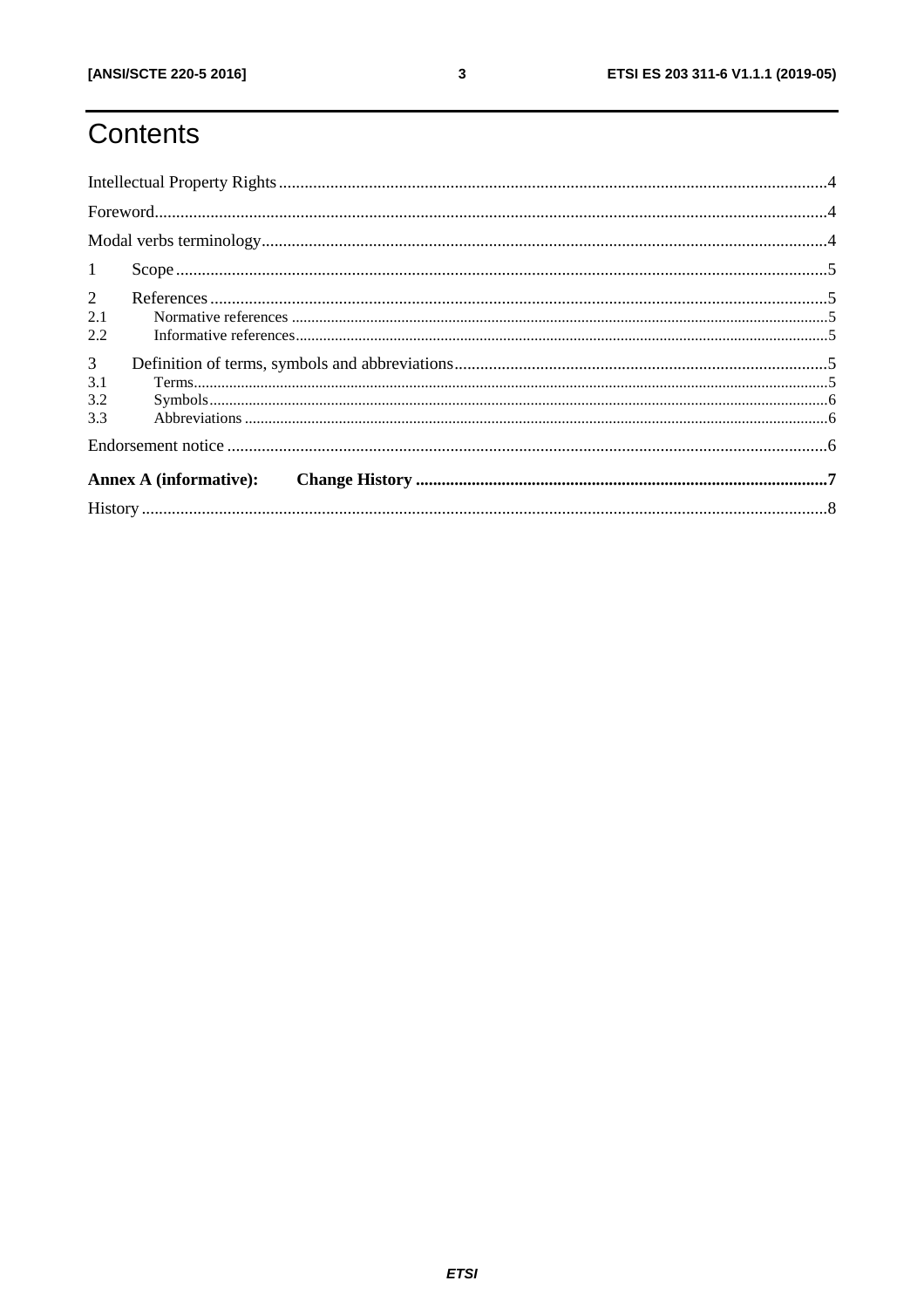# Contents

Intellectual Property Rights ..... 4

Foreword ..... 4

Modal verbs terminology ..... 4

1 Scope ..... 5

2 References ..... 5

2.1 Normative references ..... 5

2.2 Informative references ..... 5

3 Definition of terms, symbols and abbreviations ..... 5

3.1 Terms ..... 5

3.2 Symbols ..... 6

3.3 Abbreviations ..... 6

Endorsement notice ..... 6

**Annex A (informative): Change History ..... 7**

History ..... 8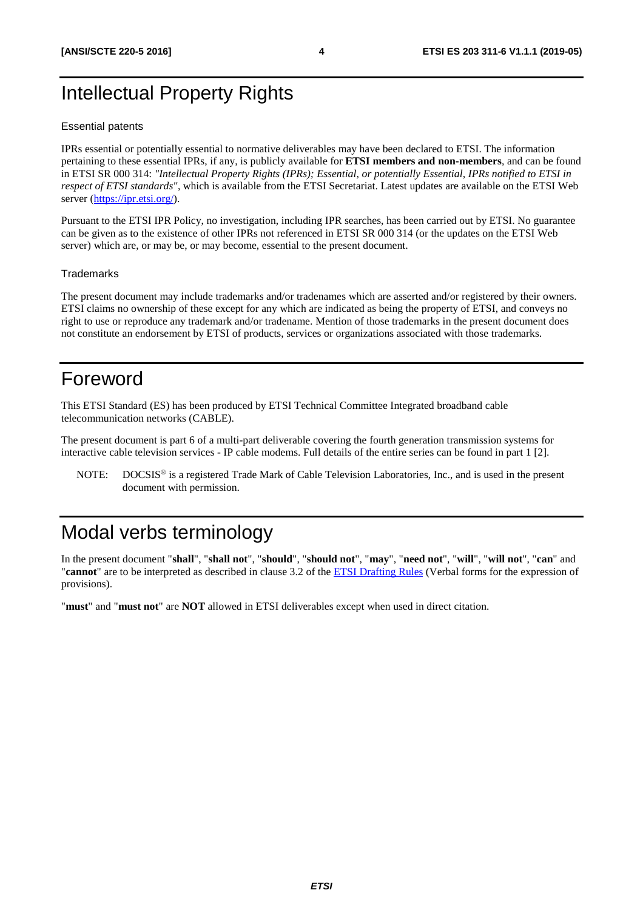# Intellectual Property Rights

### Essential patents

IPRs essential or potentially essential to normative deliverables may have been declared to ETSI. The information pertaining to these essential IPRs, if any, is publicly available for **ETSI members and non-members**, and can be found in ETSI SR 000 314: *"Intellectual Property Rights (IPRs); Essential, or potentially Essential, IPRs notified to ETSI in respect of ETSI standards"*, which is available from the ETSI Secretariat. Latest updates are available on the ETSI Web server (https://ipr.etsi.org/).

Pursuant to the ETSI IPR Policy, no investigation, including IPR searches, has been carried out by ETSI. No guarantee can be given as to the existence of other IPRs not referenced in ETSI SR 000 314 (or the updates on the ETSI Web server) which are, or may be, or may become, essential to the present document.

### Trademarks

The present document may include trademarks and/or tradenames which are asserted and/or registered by their owners. ETSI claims no ownership of these except for any which are indicated as being the property of ETSI, and conveys no right to use or reproduce any trademark and/or tradename. Mention of those trademarks in the present document does not constitute an endorsement by ETSI of products, services or organizations associated with those trademarks.

# Foreword

This ETSI Standard (ES) has been produced by ETSI Technical Committee Integrated broadband cable telecommunication networks (CABLE).

The present document is part 6 of a multi-part deliverable covering the fourth generation transmission systems for interactive cable television services - IP cable modems. Full details of the entire series can be found in part 1 [2].

NOTE: DOCSIS® is a registered Trade Mark of Cable Television Laboratories, Inc., and is used in the present document with permission.

# Modal verbs terminology

In the present document "**shall**", "**shall not**", "**should**", "**should not**", "**may**", "**need not**", "**will**", "**will not**", "**can**" and "**cannot**" are to be interpreted as described in clause 3.2 of the ETSI Drafting Rules (Verbal forms for the expression of provisions).

"**must**" and "**must not**" are **NOT** allowed in ETSI deliverables except when used in direct citation.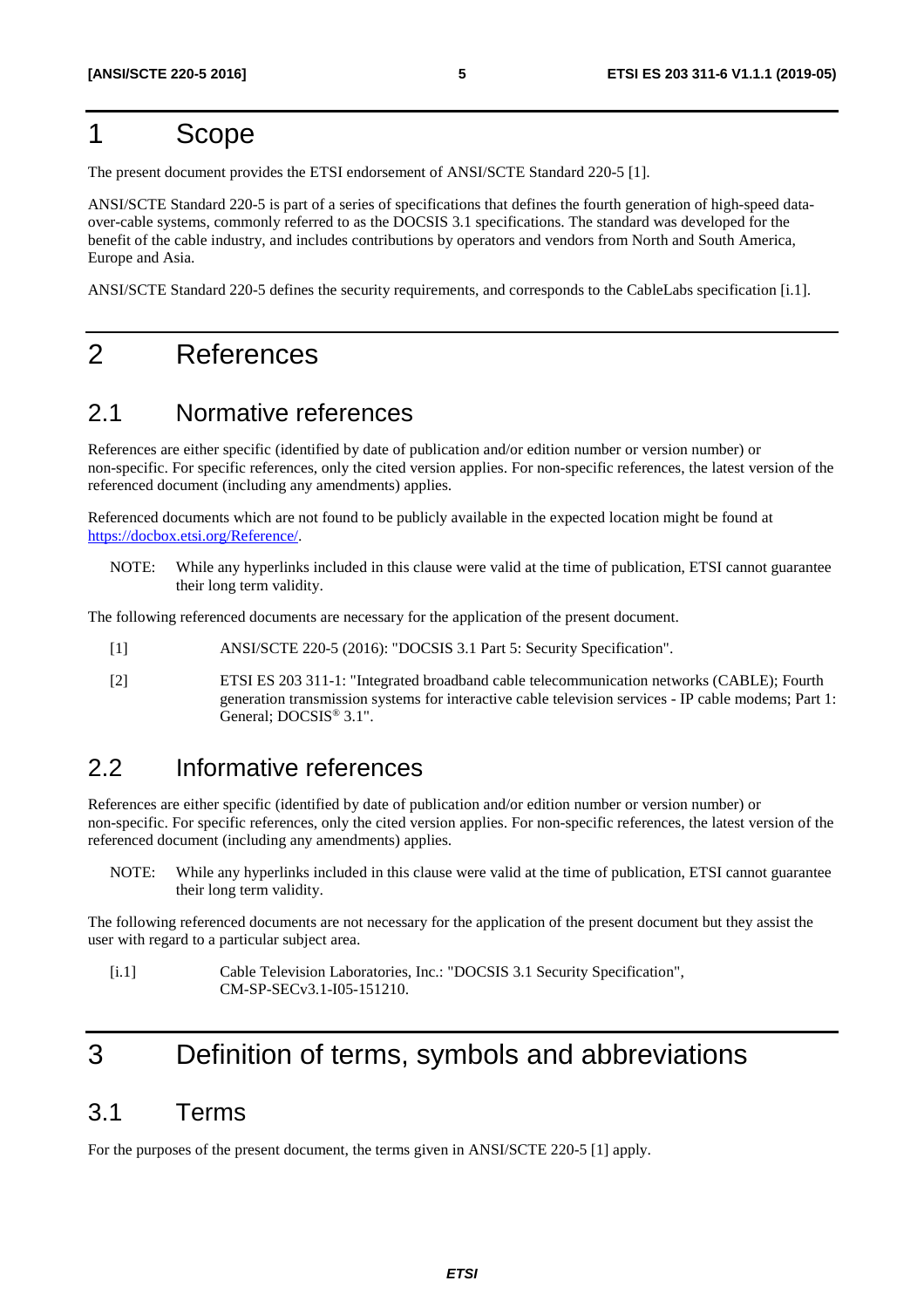# 1 Scope

The present document provides the ETSI endorsement of ANSI/SCTE Standard 220-5 [1].

ANSI/SCTE Standard 220-5 is part of a series of specifications that defines the fourth generation of high-speed data-over-cable systems, commonly referred to as the DOCSIS 3.1 specifications. The standard was developed for the benefit of the cable industry, and includes contributions by operators and vendors from North and South America, Europe and Asia.

ANSI/SCTE Standard 220-5 defines the security requirements, and corresponds to the CableLabs specification [i.1].

# 2 References

## 2.1 Normative references

References are either specific (identified by date of publication and/or edition number or version number) or non-specific. For specific references, only the cited version applies. For non-specific references, the latest version of the referenced document (including any amendments) applies.

Referenced documents which are not found to be publicly available in the expected location might be found at https://docbox.etsi.org/Reference/.

NOTE: While any hyperlinks included in this clause were valid at the time of publication, ETSI cannot guarantee their long term validity.

The following referenced documents are necessary for the application of the present document.

[1] ANSI/SCTE 220-5 (2016): "DOCSIS 3.1 Part 5: Security Specification".

[2] ETSI ES 203 311-1: "Integrated broadband cable telecommunication networks (CABLE); Fourth generation transmission systems for interactive cable television services - IP cable modems; Part 1: General; DOCSIS® 3.1".

## 2.2 Informative references

References are either specific (identified by date of publication and/or edition number or version number) or non-specific. For specific references, only the cited version applies. For non-specific references, the latest version of the referenced document (including any amendments) applies.

NOTE: While any hyperlinks included in this clause were valid at the time of publication, ETSI cannot guarantee their long term validity.

The following referenced documents are not necessary for the application of the present document but they assist the user with regard to a particular subject area.

[i.1] Cable Television Laboratories, Inc.: "DOCSIS 3.1 Security Specification", CM-SP-SECv3.1-I05-151210.

# 3 Definition of terms, symbols and abbreviations

## 3.1 Terms

For the purposes of the present document, the terms given in ANSI/SCTE 220-5 [1] apply.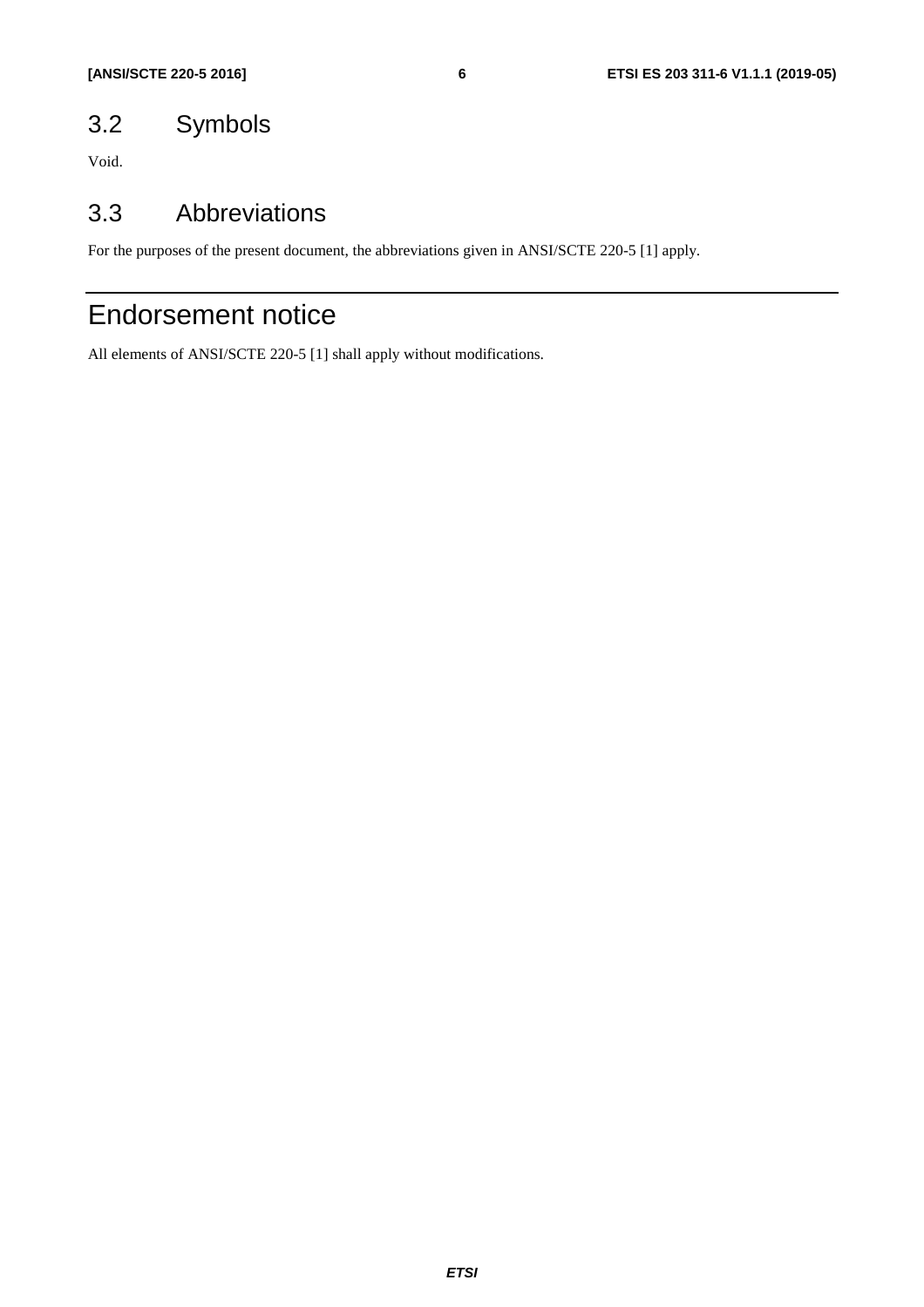## 3.2 Symbols

Void.

## 3.3 Abbreviations

For the purposes of the present document, the abbreviations given in ANSI/SCTE 220-5 [1] apply.

# Endorsement notice

All elements of ANSI/SCTE 220-5 [1] shall apply without modifications.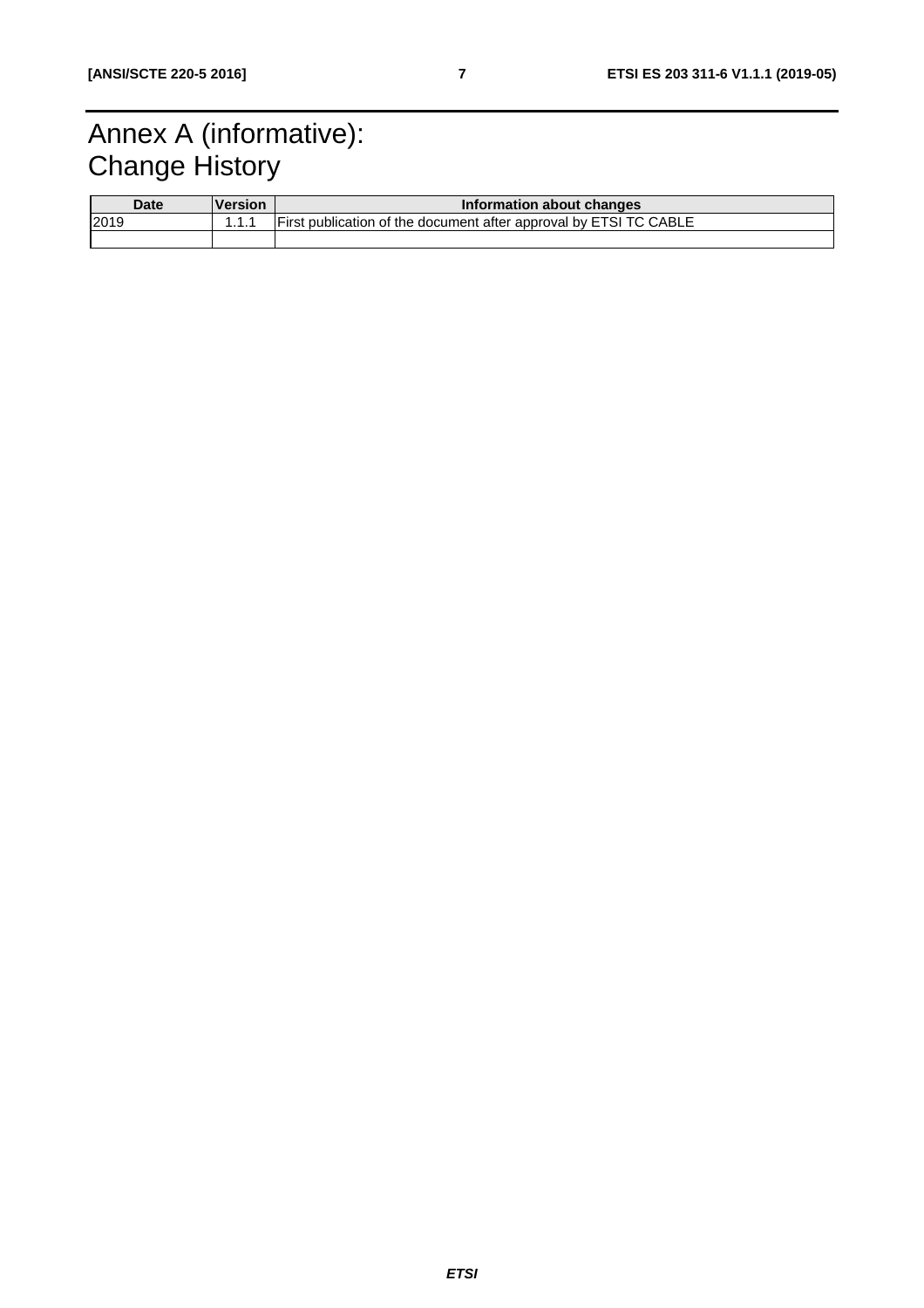# Annex A (informative): Change History

| Date | Version | Information about changes |
| --- | --- | --- |
| 2019 | 1.1.1 | First publication of the document after approval by ETSI TC CABLE |
| | | |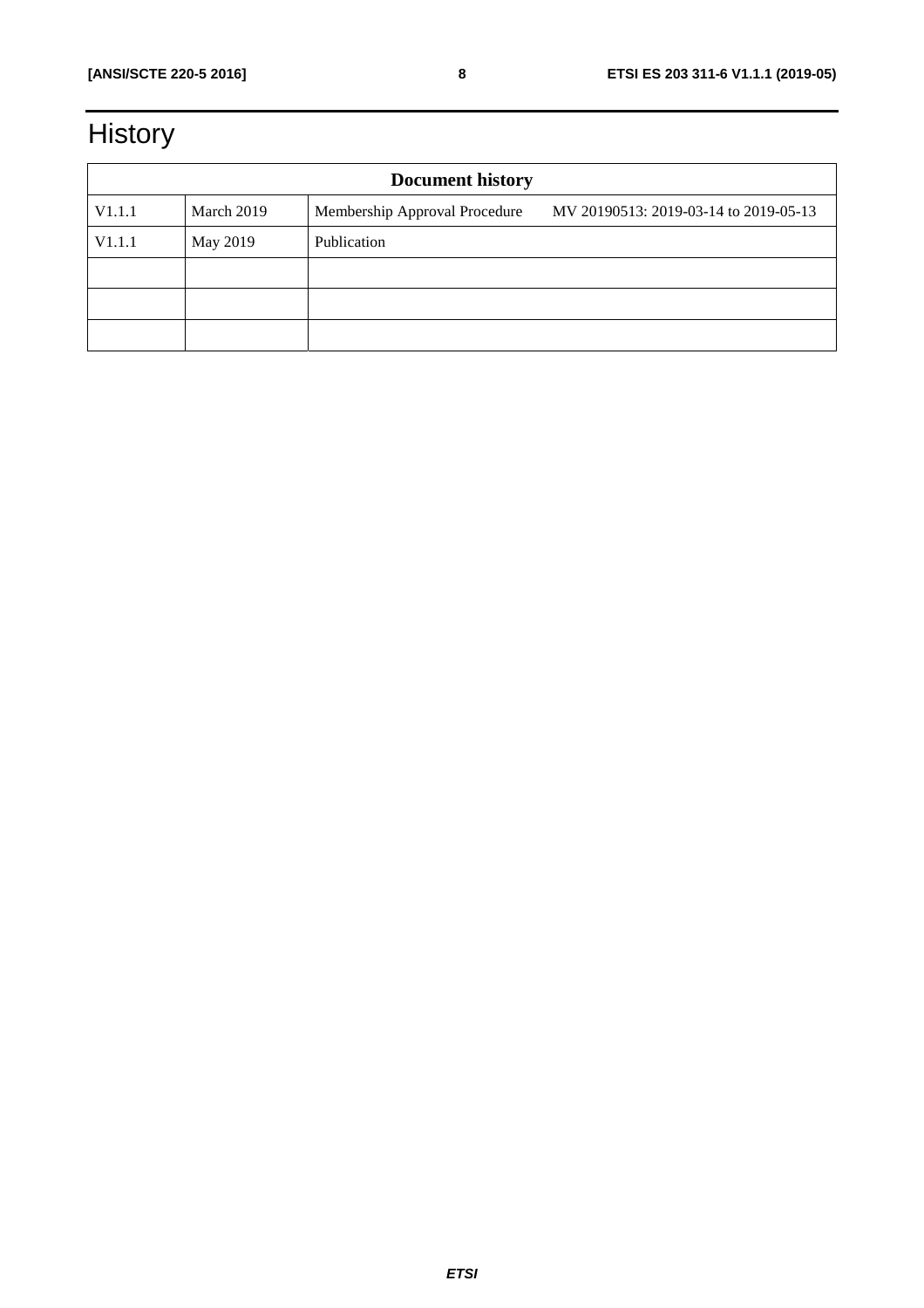# History

| Document history | | |
|---|---|---|
| V1.1.1 | March 2019 | Membership Approval Procedure MV 20190513: 2019-03-14 to 2019-05-13 |
| V1.1.1 | May 2019 | Publication |
| | | |
| | | |
| | | |